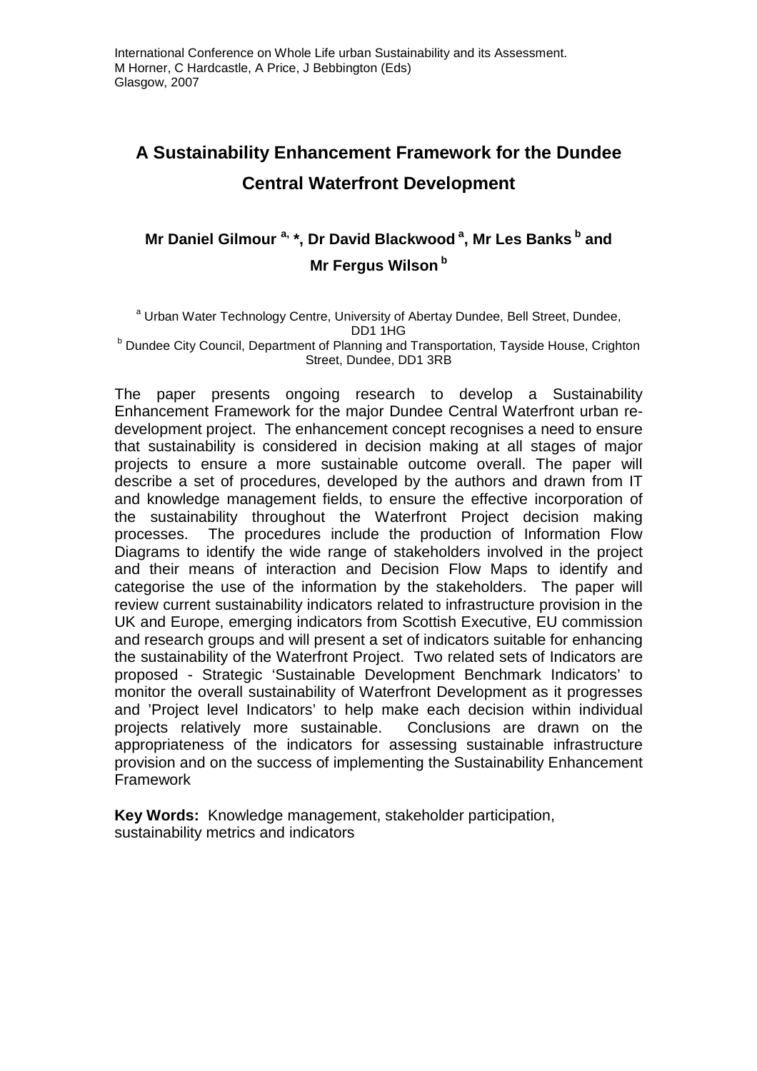International Conference on Whole Life urban Sustainability and its Assessment.
M Horner, C Hardcastle, A Price, J Bebbington (Eds)
Glasgow, 2007

# A Sustainability Enhancement Framework for the Dundee Central Waterfront Development

**Mr Daniel Gilmour [a,] *, Dr David Blackwood [a], Mr Les Banks [b] and Mr Fergus Wilson [b]**

[a] Urban Water Technology Centre, University of Abertay Dundee, Bell Street, Dundee, DD1 1HG
[b] Dundee City Council, Department of Planning and Transportation, Tayside House, Crighton Street, Dundee, DD1 3RB

The paper presents ongoing research to develop a Sustainability Enhancement Framework for the major Dundee Central Waterfront urban re-development project. The enhancement concept recognises a need to ensure that sustainability is considered in decision making at all stages of major projects to ensure a more sustainable outcome overall. The paper will describe a set of procedures, developed by the authors and drawn from IT and knowledge management fields, to ensure the effective incorporation of the sustainability throughout the Waterfront Project decision making processes. The procedures include the production of Information Flow Diagrams to identify the wide range of stakeholders involved in the project and their means of interaction and Decision Flow Maps to identify and categorise the use of the information by the stakeholders. The paper will review current sustainability indicators related to infrastructure provision in the UK and Europe, emerging indicators from Scottish Executive, EU commission and research groups and will present a set of indicators suitable for enhancing the sustainability of the Waterfront Project. Two related sets of Indicators are proposed - Strategic 'Sustainable Development Benchmark Indicators' to monitor the overall sustainability of Waterfront Development as it progresses and 'Project level Indicators' to help make each decision within individual projects relatively more sustainable. Conclusions are drawn on the appropriateness of the indicators for assessing sustainable infrastructure provision and on the success of implementing the Sustainability Enhancement Framework

**Key Words:** Knowledge management, stakeholder participation, sustainability metrics and indicators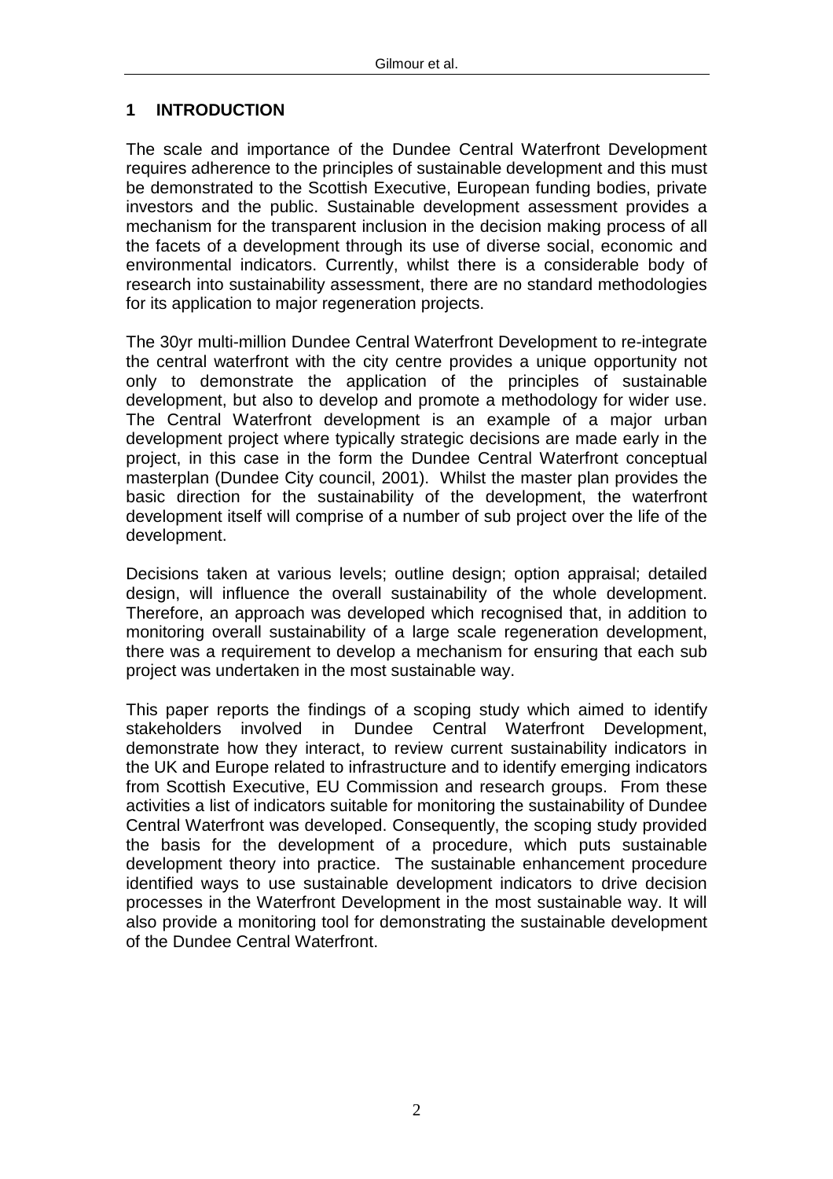# 1 INTRODUCTION

The scale and importance of the Dundee Central Waterfront Development requires adherence to the principles of sustainable development and this must be demonstrated to the Scottish Executive, European funding bodies, private investors and the public. Sustainable development assessment provides a mechanism for the transparent inclusion in the decision making process of all the facets of a development through its use of diverse social, economic and environmental indicators. Currently, whilst there is a considerable body of research into sustainability assessment, there are no standard methodologies for its application to major regeneration projects.

The 30yr multi-million Dundee Central Waterfront Development to re-integrate the central waterfront with the city centre provides a unique opportunity not only to demonstrate the application of the principles of sustainable development, but also to develop and promote a methodology for wider use. The Central Waterfront development is an example of a major urban development project where typically strategic decisions are made early in the project, in this case in the form the Dundee Central Waterfront conceptual masterplan (Dundee City council, 2001). Whilst the master plan provides the basic direction for the sustainability of the development, the waterfront development itself will comprise of a number of sub project over the life of the development.

Decisions taken at various levels; outline design; option appraisal; detailed design, will influence the overall sustainability of the whole development. Therefore, an approach was developed which recognised that, in addition to monitoring overall sustainability of a large scale regeneration development, there was a requirement to develop a mechanism for ensuring that each sub project was undertaken in the most sustainable way.

This paper reports the findings of a scoping study which aimed to identify stakeholders involved in Dundee Central Waterfront Development, demonstrate how they interact, to review current sustainability indicators in the UK and Europe related to infrastructure and to identify emerging indicators from Scottish Executive, EU Commission and research groups. From these activities a list of indicators suitable for monitoring the sustainability of Dundee Central Waterfront was developed. Consequently, the scoping study provided the basis for the development of a procedure, which puts sustainable development theory into practice. The sustainable enhancement procedure identified ways to use sustainable development indicators to drive decision processes in the Waterfront Development in the most sustainable way. It will also provide a monitoring tool for demonstrating the sustainable development of the Dundee Central Waterfront.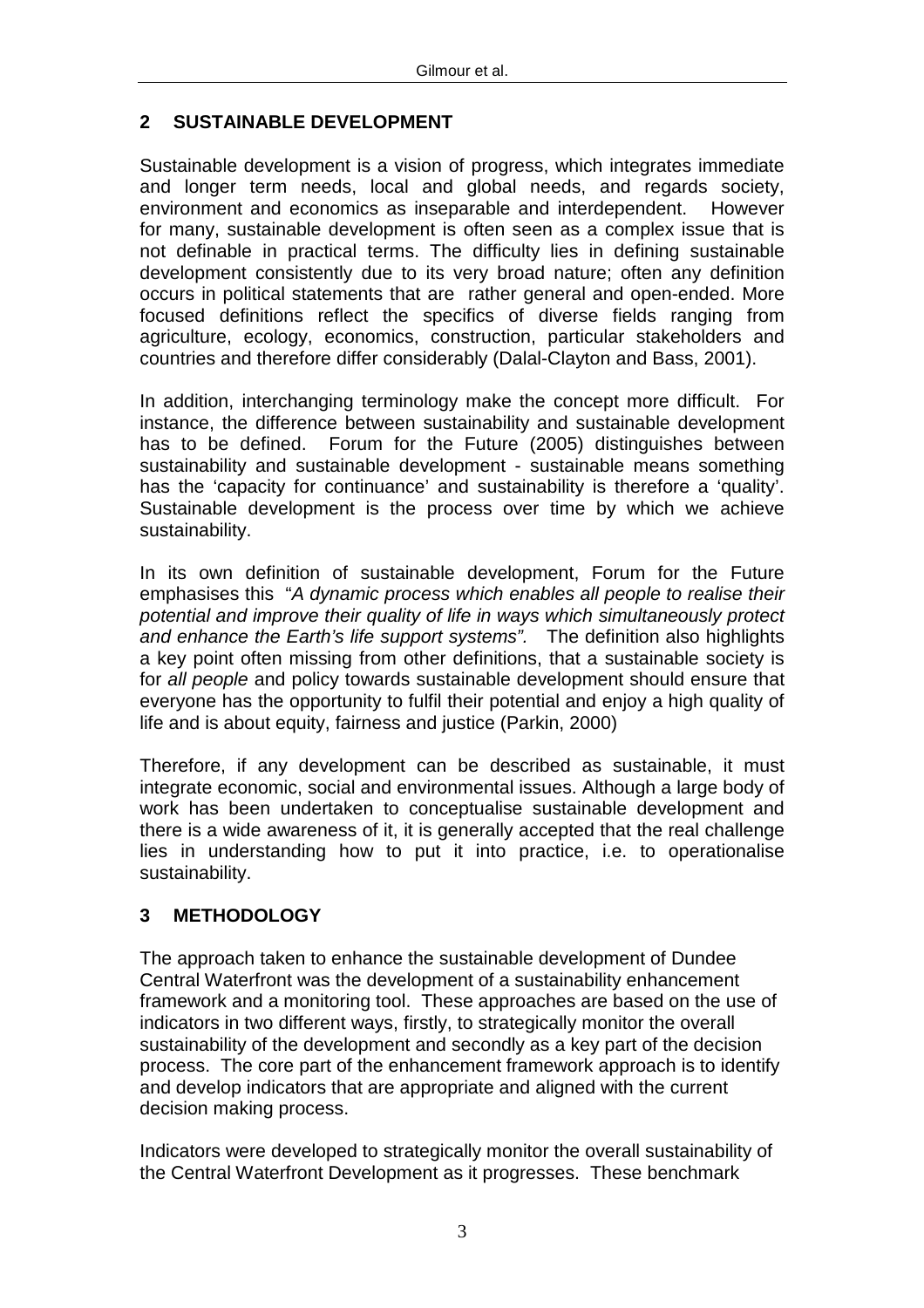## 2 SUSTAINABLE DEVELOPMENT

Sustainable development is a vision of progress, which integrates immediate and longer term needs, local and global needs, and regards society, environment and economics as inseparable and interdependent. However for many, sustainable development is often seen as a complex issue that is not definable in practical terms. The difficulty lies in defining sustainable development consistently due to its very broad nature; often any definition occurs in political statements that are rather general and open-ended. More focused definitions reflect the specifics of diverse fields ranging from agriculture, ecology, economics, construction, particular stakeholders and countries and therefore differ considerably (Dalal-Clayton and Bass, 2001).

In addition, interchanging terminology make the concept more difficult. For instance, the difference between sustainability and sustainable development has to be defined. Forum for the Future (2005) distinguishes between sustainability and sustainable development - sustainable means something has the 'capacity for continuance' and sustainability is therefore a 'quality'. Sustainable development is the process over time by which we achieve sustainability.

In its own definition of sustainable development, Forum for the Future emphasises this "*A dynamic process which enables all people to realise their potential and improve their quality of life in ways which simultaneously protect and enhance the Earth's life support systems".* The definition also highlights a key point often missing from other definitions, that a sustainable society is for *all people* and policy towards sustainable development should ensure that everyone has the opportunity to fulfil their potential and enjoy a high quality of life and is about equity, fairness and justice (Parkin, 2000)

Therefore, if any development can be described as sustainable, it must integrate economic, social and environmental issues. Although a large body of work has been undertaken to conceptualise sustainable development and there is a wide awareness of it, it is generally accepted that the real challenge lies in understanding how to put it into practice, i.e. to operationalise sustainability.

## 3 METHODOLOGY

The approach taken to enhance the sustainable development of Dundee Central Waterfront was the development of a sustainability enhancement framework and a monitoring tool. These approaches are based on the use of indicators in two different ways, firstly, to strategically monitor the overall sustainability of the development and secondly as a key part of the decision process. The core part of the enhancement framework approach is to identify and develop indicators that are appropriate and aligned with the current decision making process.

Indicators were developed to strategically monitor the overall sustainability of the Central Waterfront Development as it progresses. These benchmark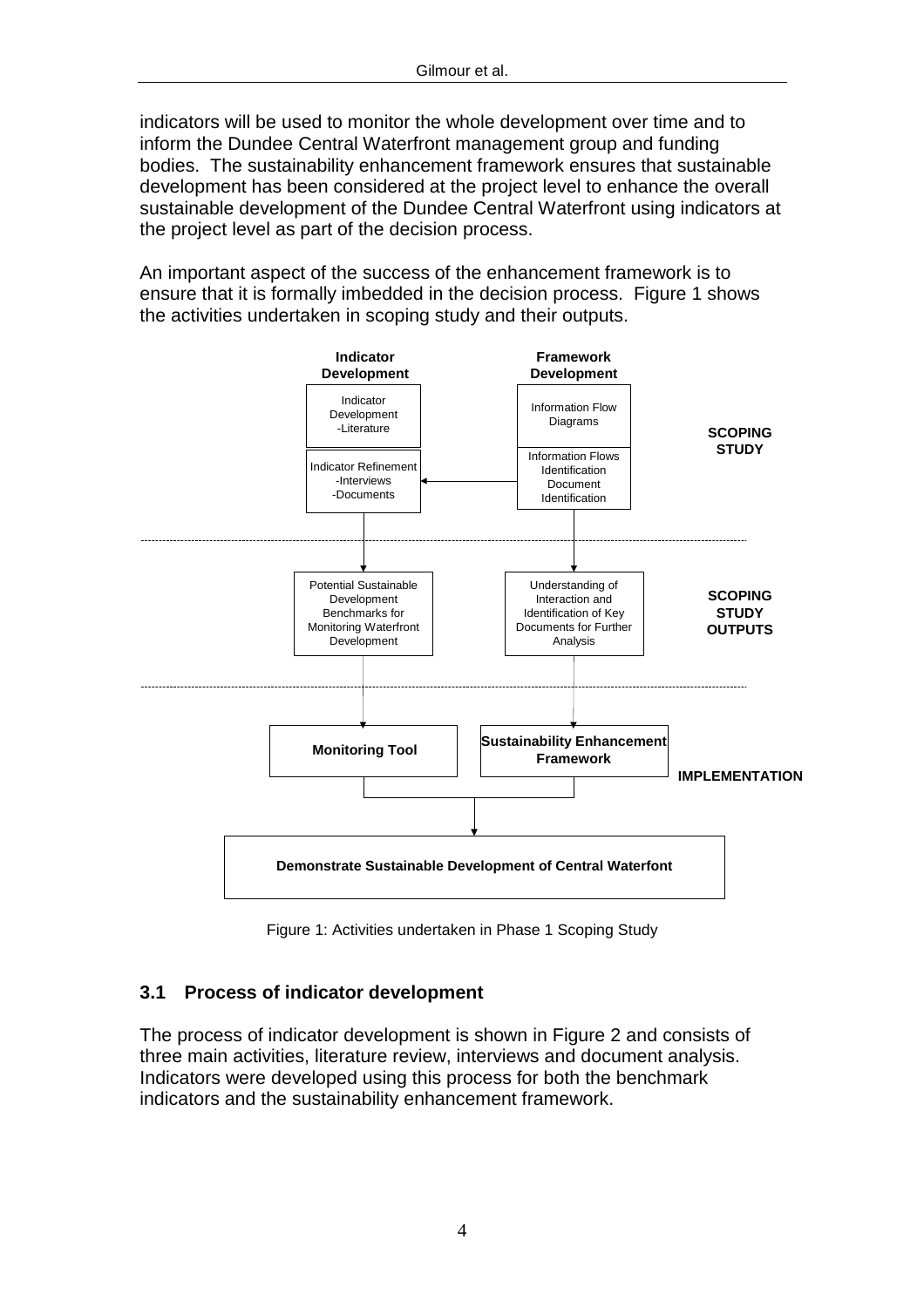indicators will be used to monitor the whole development over time and to inform the Dundee Central Waterfront management group and funding bodies. The sustainability enhancement framework ensures that sustainable development has been considered at the project level to enhance the overall sustainable development of the Dundee Central Waterfront using indicators at the project level as part of the decision process.

An important aspect of the success of the enhancement framework is to ensure that it is formally imbedded in the decision process. Figure 1 shows the activities undertaken in scoping study and their outputs.

Indicator Development

Framework Development

Indicator Development -Literature

Information Flow Diagrams

SCOPING STUDY

Indicator Refinement -Interviews -Documents

Information Flows Identification Document Identification

Potential Sustainable Development Benchmarks for Monitoring Waterfront Development

Understanding of Interaction and Identification of Key Documents for Further Analysis

SCOPING STUDY OUTPUTS

Monitoring Tool

Sustainability Enhancement Framework

IMPLEMENTATION

Demonstrate Sustainable Development of Central Waterfont

Figure 1: Activities undertaken in Phase 1 Scoping Study

## 3.1 Process of indicator development

The process of indicator development is shown in Figure 2 and consists of three main activities, literature review, interviews and document analysis. Indicators were developed using this process for both the benchmark indicators and the sustainability enhancement framework.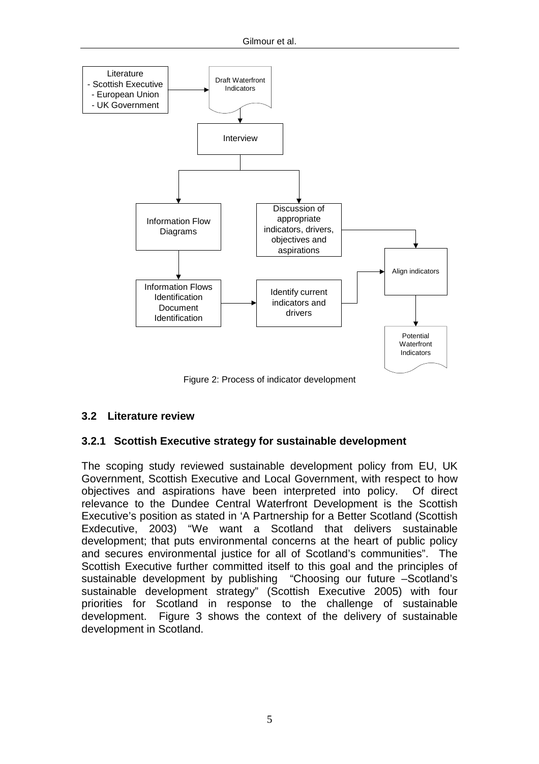Literature
- Scottish Executive
- European Union
- UK Government

Draft Waterfront Indicators

Interview

Information Flow Diagrams

Discussion of appropriate indicators, drivers, objectives and aspirations

Align indicators

Information Flows Identification Document Identification

Identify current indicators and drivers

Potential Waterfront Indicators

Figure 2: Process of indicator development

### 3.2 Literature review

#### 3.2.1 Scottish Executive strategy for sustainable development

The scoping study reviewed sustainable development policy from EU, UK Government, Scottish Executive and Local Government, with respect to how objectives and aspirations have been interpreted into policy. Of direct relevance to the Dundee Central Waterfront Development is the Scottish Executive's position as stated in 'A Partnership for a Better Scotland (Scottish Exdecutive, 2003) "We want a Scotland that delivers sustainable development; that puts environmental concerns at the heart of public policy and secures environmental justice for all of Scotland's communities". The Scottish Executive further committed itself to this goal and the principles of sustainable development by publishing "Choosing our future –Scotland's sustainable development strategy" (Scottish Executive 2005) with four priorities for Scotland in response to the challenge of sustainable development. Figure 3 shows the context of the delivery of sustainable development in Scotland.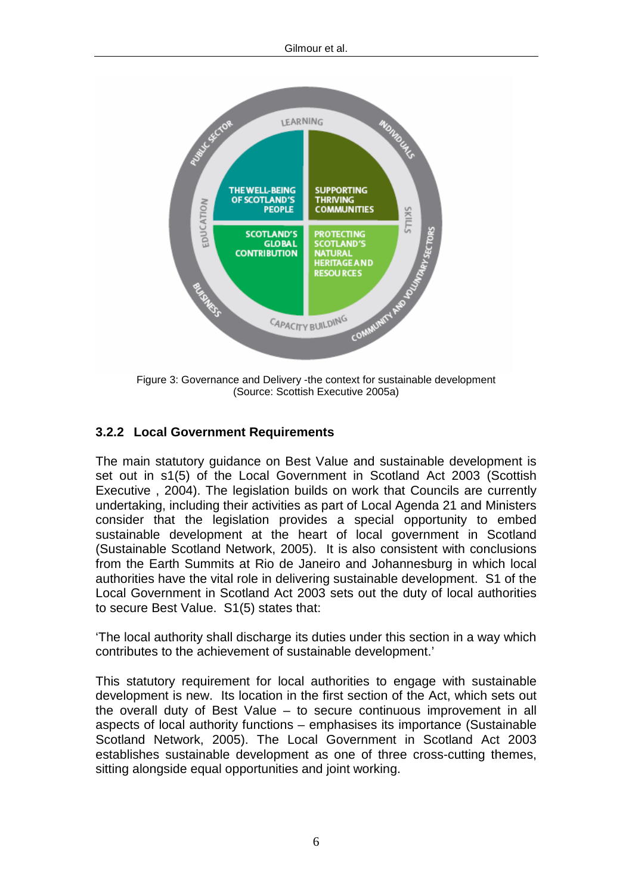LEARNING

INDIVIDUALS

SKILLS

COMMUNITY AND VOLUNTARY SECTORS

CAPACITY BUILDING

BUSINESS

EDUCATION

PUBLIC SECTOR

THE WELL-BEING OF SCOTLAND'S PEOPLE

SUPPORTING THRIVING COMMUNITIES

SCOTLAND'S GLOBAL CONTRIBUTION

PROTECTING SCOTLAND'S NATURAL HERITAGE AND RESOURCES

Figure 3: Governance and Delivery -the context for sustainable development (Source: Scottish Executive 2005a)

### 3.2.2 Local Government Requirements

The main statutory guidance on Best Value and sustainable development is set out in s1(5) of the Local Government in Scotland Act 2003 (Scottish Executive , 2004). The legislation builds on work that Councils are currently undertaking, including their activities as part of Local Agenda 21 and Ministers consider that the legislation provides a special opportunity to embed sustainable development at the heart of local government in Scotland (Sustainable Scotland Network, 2005). It is also consistent with conclusions from the Earth Summits at Rio de Janeiro and Johannesburg in which local authorities have the vital role in delivering sustainable development. S1 of the Local Government in Scotland Act 2003 sets out the duty of local authorities to secure Best Value. S1(5) states that:

'The local authority shall discharge its duties under this section in a way which contributes to the achievement of sustainable development.'

This statutory requirement for local authorities to engage with sustainable development is new. Its location in the first section of the Act, which sets out the overall duty of Best Value – to secure continuous improvement in all aspects of local authority functions – emphasises its importance (Sustainable Scotland Network, 2005). The Local Government in Scotland Act 2003 establishes sustainable development as one of three cross-cutting themes, sitting alongside equal opportunities and joint working.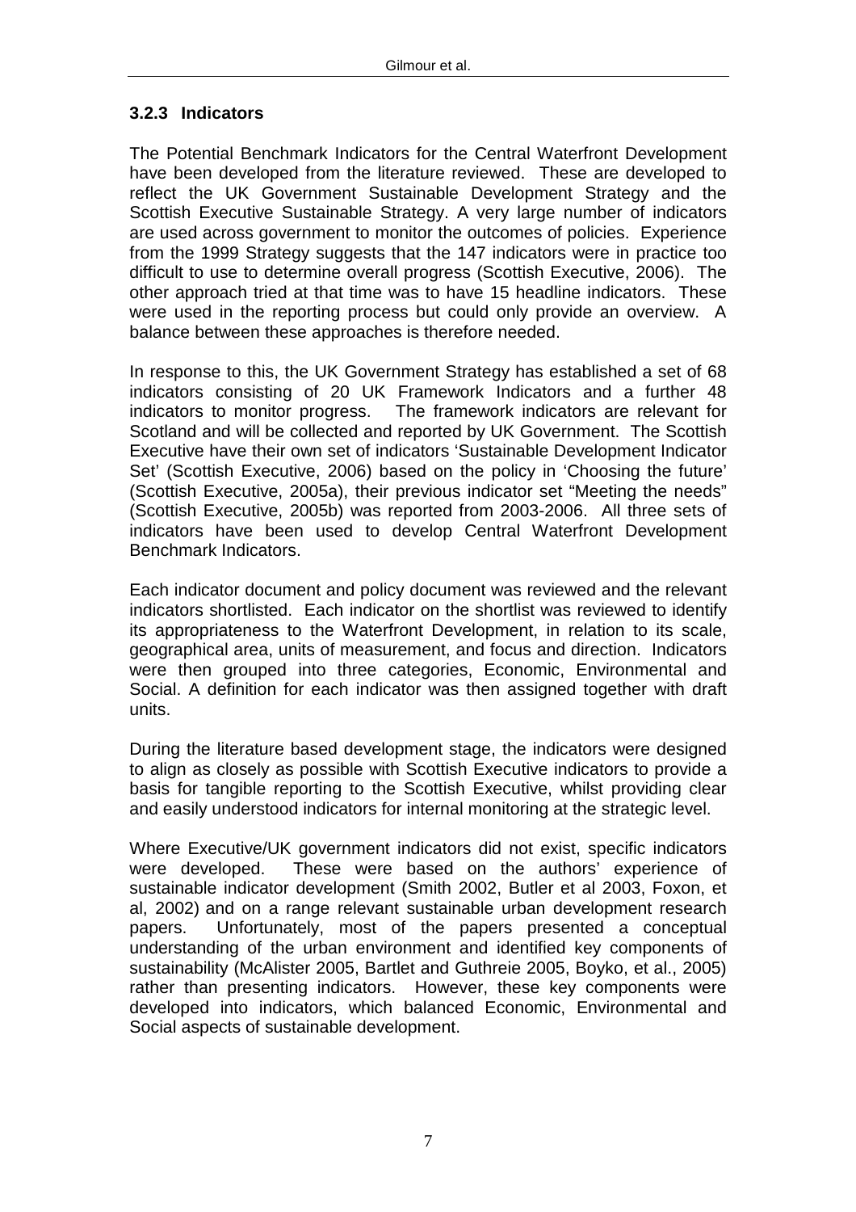### 3.2.3 Indicators

The Potential Benchmark Indicators for the Central Waterfront Development have been developed from the literature reviewed. These are developed to reflect the UK Government Sustainable Development Strategy and the Scottish Executive Sustainable Strategy. A very large number of indicators are used across government to monitor the outcomes of policies. Experience from the 1999 Strategy suggests that the 147 indicators were in practice too difficult to use to determine overall progress (Scottish Executive, 2006). The other approach tried at that time was to have 15 headline indicators. These were used in the reporting process but could only provide an overview. A balance between these approaches is therefore needed.

In response to this, the UK Government Strategy has established a set of 68 indicators consisting of 20 UK Framework Indicators and a further 48 indicators to monitor progress. The framework indicators are relevant for Scotland and will be collected and reported by UK Government. The Scottish Executive have their own set of indicators 'Sustainable Development Indicator Set' (Scottish Executive, 2006) based on the policy in 'Choosing the future' (Scottish Executive, 2005a), their previous indicator set "Meeting the needs" (Scottish Executive, 2005b) was reported from 2003-2006. All three sets of indicators have been used to develop Central Waterfront Development Benchmark Indicators.

Each indicator document and policy document was reviewed and the relevant indicators shortlisted. Each indicator on the shortlist was reviewed to identify its appropriateness to the Waterfront Development, in relation to its scale, geographical area, units of measurement, and focus and direction. Indicators were then grouped into three categories, Economic, Environmental and Social. A definition for each indicator was then assigned together with draft units.

During the literature based development stage, the indicators were designed to align as closely as possible with Scottish Executive indicators to provide a basis for tangible reporting to the Scottish Executive, whilst providing clear and easily understood indicators for internal monitoring at the strategic level.

Where Executive/UK government indicators did not exist, specific indicators were developed. These were based on the authors' experience of sustainable indicator development (Smith 2002, Butler et al 2003, Foxon, et al, 2002) and on a range relevant sustainable urban development research papers. Unfortunately, most of the papers presented a conceptual understanding of the urban environment and identified key components of sustainability (McAlister 2005, Bartlet and Guthreie 2005, Boyko, et al., 2005) rather than presenting indicators. However, these key components were developed into indicators, which balanced Economic, Environmental and Social aspects of sustainable development.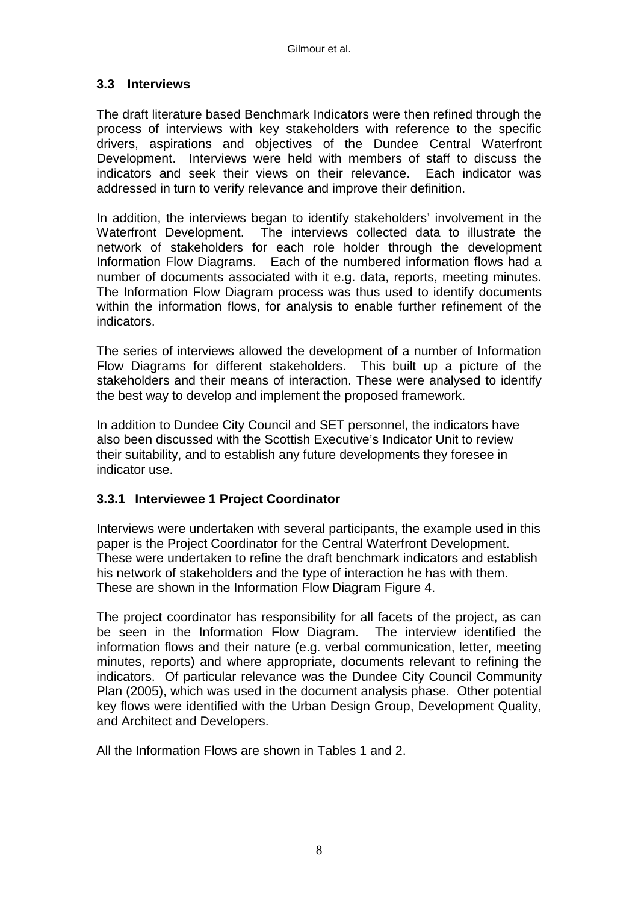### 3.3 Interviews

The draft literature based Benchmark Indicators were then refined through the process of interviews with key stakeholders with reference to the specific drivers, aspirations and objectives of the Dundee Central Waterfront Development. Interviews were held with members of staff to discuss the indicators and seek their views on their relevance. Each indicator was addressed in turn to verify relevance and improve their definition.

In addition, the interviews began to identify stakeholders' involvement in the Waterfront Development. The interviews collected data to illustrate the network of stakeholders for each role holder through the development Information Flow Diagrams. Each of the numbered information flows had a number of documents associated with it e.g. data, reports, meeting minutes. The Information Flow Diagram process was thus used to identify documents within the information flows, for analysis to enable further refinement of the indicators.

The series of interviews allowed the development of a number of Information Flow Diagrams for different stakeholders. This built up a picture of the stakeholders and their means of interaction. These were analysed to identify the best way to develop and implement the proposed framework.

In addition to Dundee City Council and SET personnel, the indicators have also been discussed with the Scottish Executive's Indicator Unit to review their suitability, and to establish any future developments they foresee in indicator use.

#### 3.3.1 Interviewee 1 Project Coordinator

Interviews were undertaken with several participants, the example used in this paper is the Project Coordinator for the Central Waterfront Development. These were undertaken to refine the draft benchmark indicators and establish his network of stakeholders and the type of interaction he has with them. These are shown in the Information Flow Diagram Figure 4.

The project coordinator has responsibility for all facets of the project, as can be seen in the Information Flow Diagram. The interview identified the information flows and their nature (e.g. verbal communication, letter, meeting minutes, reports) and where appropriate, documents relevant to refining the indicators. Of particular relevance was the Dundee City Council Community Plan (2005), which was used in the document analysis phase. Other potential key flows were identified with the Urban Design Group, Development Quality, and Architect and Developers.

All the Information Flows are shown in Tables 1 and 2.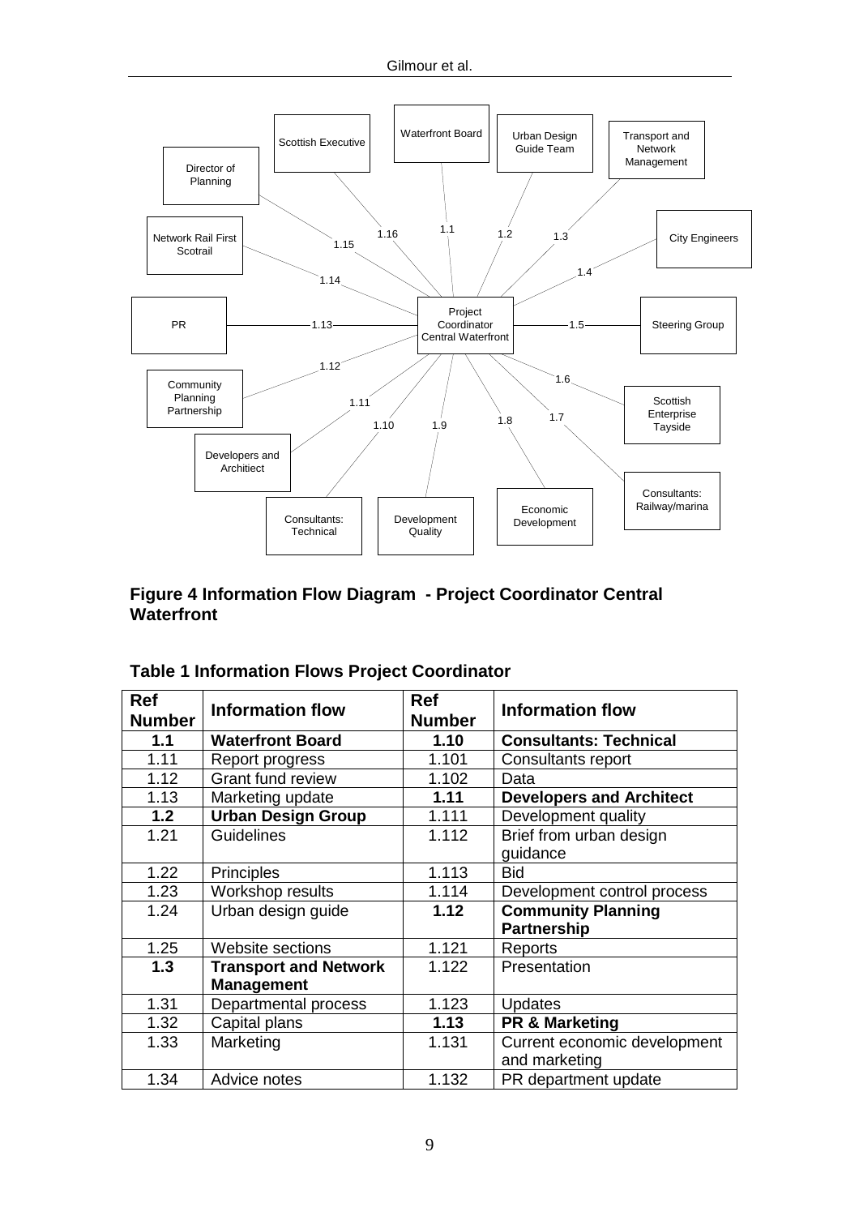Waterfront Board
Scottish Executive
Urban Design Guide Team
Transport and Network Management
Director of Planning
Network Rail First Scotrail
City Engineers
PR
Project Coordinator Central Waterfront
Steering Group
Community Planning Partnership
Scottish Enterprise Tayside
Developers and Architiect
Consultants: Railway/marina
Consultants: Technical
Development Quality
Economic Development
1.1
1.2
1.3
1.4
1.5
1.6
1.7
1.8
1.9
1.10
1.11
1.12
1.13
1.14
1.15
1.16

**Figure 4 Information Flow Diagram - Project Coordinator Central Waterfront**

**Table 1 Information Flows Project Coordinator**

| Ref Number | Information flow | Ref Number | Information flow |
|---|---|---|---|
| **1.1** | **Waterfront Board** | **1.10** | **Consultants: Technical** |
| 1.11 | Report progress | 1.101 | Consultants report |
| 1.12 | Grant fund review | 1.102 | Data |
| 1.13 | Marketing update | **1.11** | **Developers and Architect** |
| **1.2** | **Urban Design Group** | 1.111 | Development quality |
| 1.21 | Guidelines | 1.112 | Brief from urban design guidance |
| 1.22 | Principles | 1.113 | Bid |
| 1.23 | Workshop results | 1.114 | Development control process |
| 1.24 | Urban design guide | **1.12** | **Community Planning Partnership** |
| 1.25 | Website sections | 1.121 | Reports |
| **1.3** | **Transport and Network Management** | 1.122 | Presentation |
| 1.31 | Departmental process | 1.123 | Updates |
| 1.32 | Capital plans | **1.13** | **PR & Marketing** |
| 1.33 | Marketing | 1.131 | Current economic development and marketing |
| 1.34 | Advice notes | 1.132 | PR department update |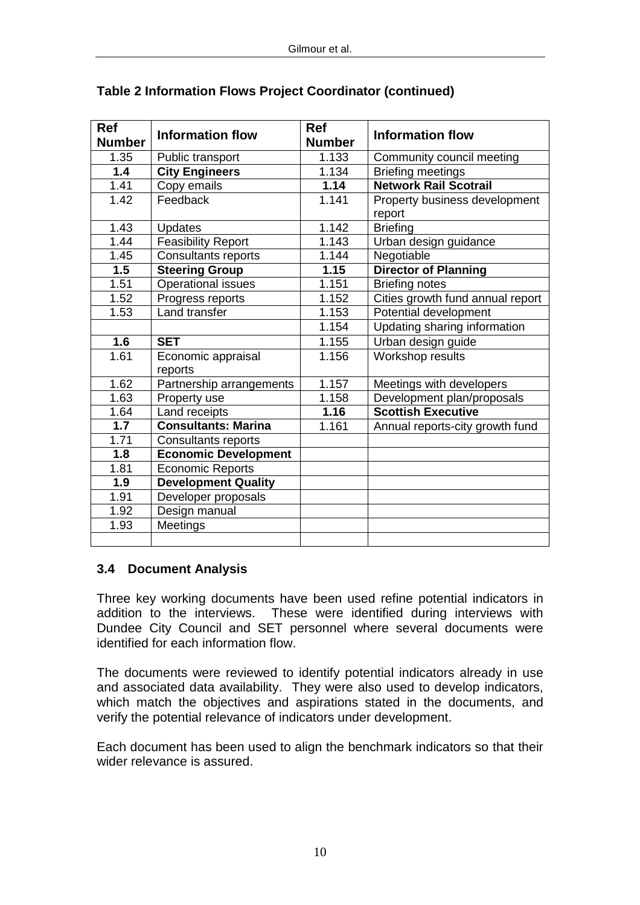**Table 2 Information Flows Project Coordinator (continued)**

| Ref Number | Information flow | Ref Number | Information flow |
|---|---|---|---|
| 1.35 | Public transport | 1.133 | Community council meeting |
| **1.4** | **City Engineers** | 1.134 | Briefing meetings |
| 1.41 | Copy emails | **1.14** | **Network Rail Scotrail** |
| 1.42 | Feedback | 1.141 | Property business development report |
| 1.43 | Updates | 1.142 | Briefing |
| 1.44 | Feasibility Report | 1.143 | Urban design guidance |
| 1.45 | Consultants reports | 1.144 | Negotiable |
| **1.5** | **Steering Group** | **1.15** | **Director of Planning** |
| 1.51 | Operational issues | 1.151 | Briefing notes |
| 1.52 | Progress reports | 1.152 | Cities growth fund annual report |
| 1.53 | Land transfer | 1.153 | Potential development |
| | | 1.154 | Updating sharing information |
| **1.6** | **SET** | 1.155 | Urban design guide |
| 1.61 | Economic appraisal reports | 1.156 | Workshop results |
| 1.62 | Partnership arrangements | 1.157 | Meetings with developers |
| 1.63 | Property use | 1.158 | Development plan/proposals |
| 1.64 | Land receipts | **1.16** | **Scottish Executive** |
| **1.7** | **Consultants: Marina** | 1.161 | Annual reports-city growth fund |
| 1.71 | Consultants reports | | |
| **1.8** | **Economic Development** | | |
| 1.81 | Economic Reports | | |
| **1.9** | **Development Quality** | | |
| 1.91 | Developer proposals | | |
| 1.92 | Design manual | | |
| 1.93 | Meetings | | |
| | | | |

### 3.4 Document Analysis

Three key working documents have been used refine potential indicators in addition to the interviews. These were identified during interviews with Dundee City Council and SET personnel where several documents were identified for each information flow.

The documents were reviewed to identify potential indicators already in use and associated data availability. They were also used to develop indicators, which match the objectives and aspirations stated in the documents, and verify the potential relevance of indicators under development.

Each document has been used to align the benchmark indicators so that their wider relevance is assured.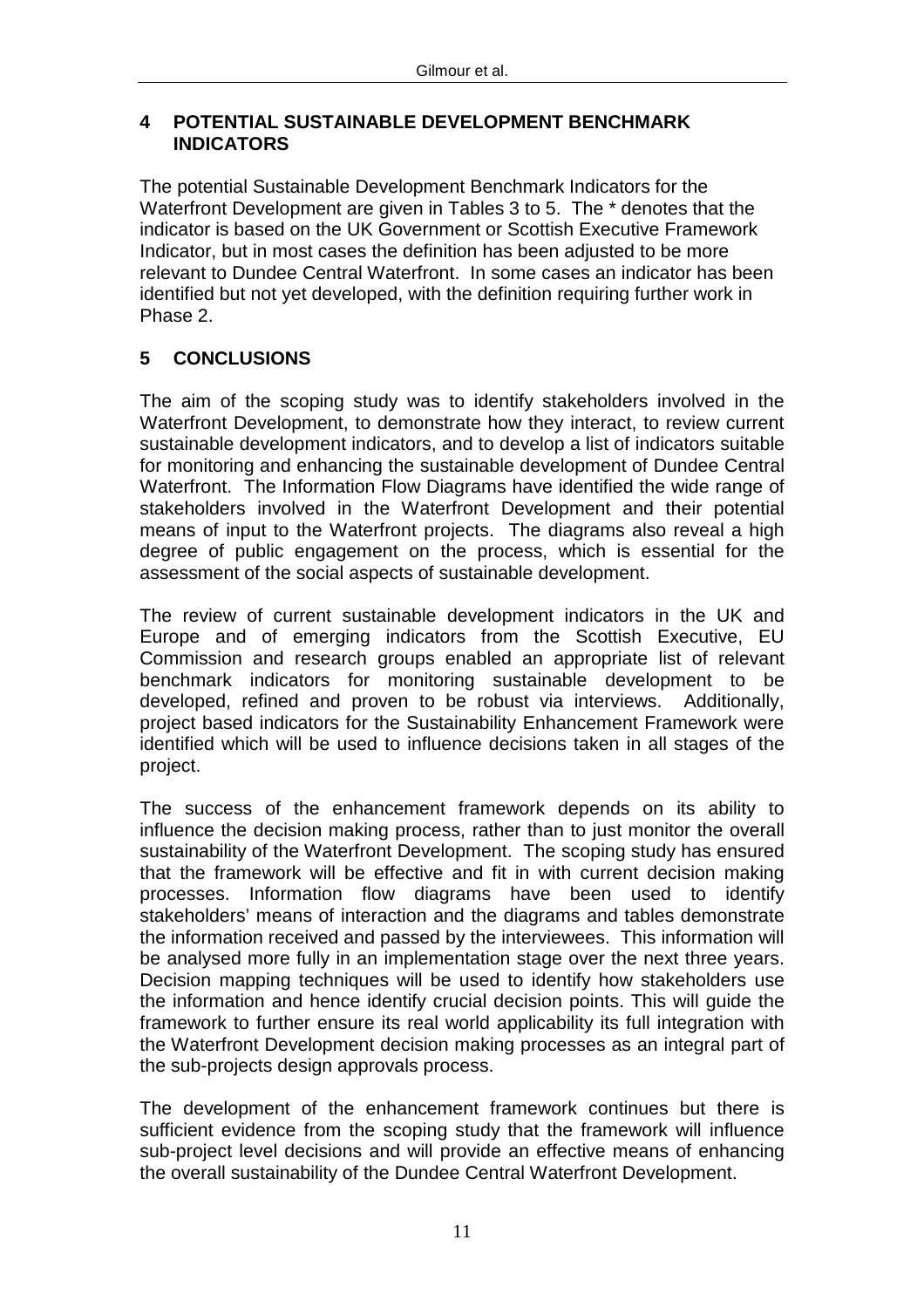## 4 POTENTIAL SUSTAINABLE DEVELOPMENT BENCHMARK INDICATORS

The potential Sustainable Development Benchmark Indicators for the Waterfront Development are given in Tables 3 to 5. The * denotes that the indicator is based on the UK Government or Scottish Executive Framework Indicator, but in most cases the definition has been adjusted to be more relevant to Dundee Central Waterfront. In some cases an indicator has been identified but not yet developed, with the definition requiring further work in Phase 2.

## 5 CONCLUSIONS

The aim of the scoping study was to identify stakeholders involved in the Waterfront Development, to demonstrate how they interact, to review current sustainable development indicators, and to develop a list of indicators suitable for monitoring and enhancing the sustainable development of Dundee Central Waterfront. The Information Flow Diagrams have identified the wide range of stakeholders involved in the Waterfront Development and their potential means of input to the Waterfront projects. The diagrams also reveal a high degree of public engagement on the process, which is essential for the assessment of the social aspects of sustainable development.

The review of current sustainable development indicators in the UK and Europe and of emerging indicators from the Scottish Executive, EU Commission and research groups enabled an appropriate list of relevant benchmark indicators for monitoring sustainable development to be developed, refined and proven to be robust via interviews. Additionally, project based indicators for the Sustainability Enhancement Framework were identified which will be used to influence decisions taken in all stages of the project.

The success of the enhancement framework depends on its ability to influence the decision making process, rather than to just monitor the overall sustainability of the Waterfront Development. The scoping study has ensured that the framework will be effective and fit in with current decision making processes. Information flow diagrams have been used to identify stakeholders' means of interaction and the diagrams and tables demonstrate the information received and passed by the interviewees. This information will be analysed more fully in an implementation stage over the next three years. Decision mapping techniques will be used to identify how stakeholders use the information and hence identify crucial decision points. This will guide the framework to further ensure its real world applicability its full integration with the Waterfront Development decision making processes as an integral part of the sub-projects design approvals process.

The development of the enhancement framework continues but there is sufficient evidence from the scoping study that the framework will influence sub-project level decisions and will provide an effective means of enhancing the overall sustainability of the Dundee Central Waterfront Development.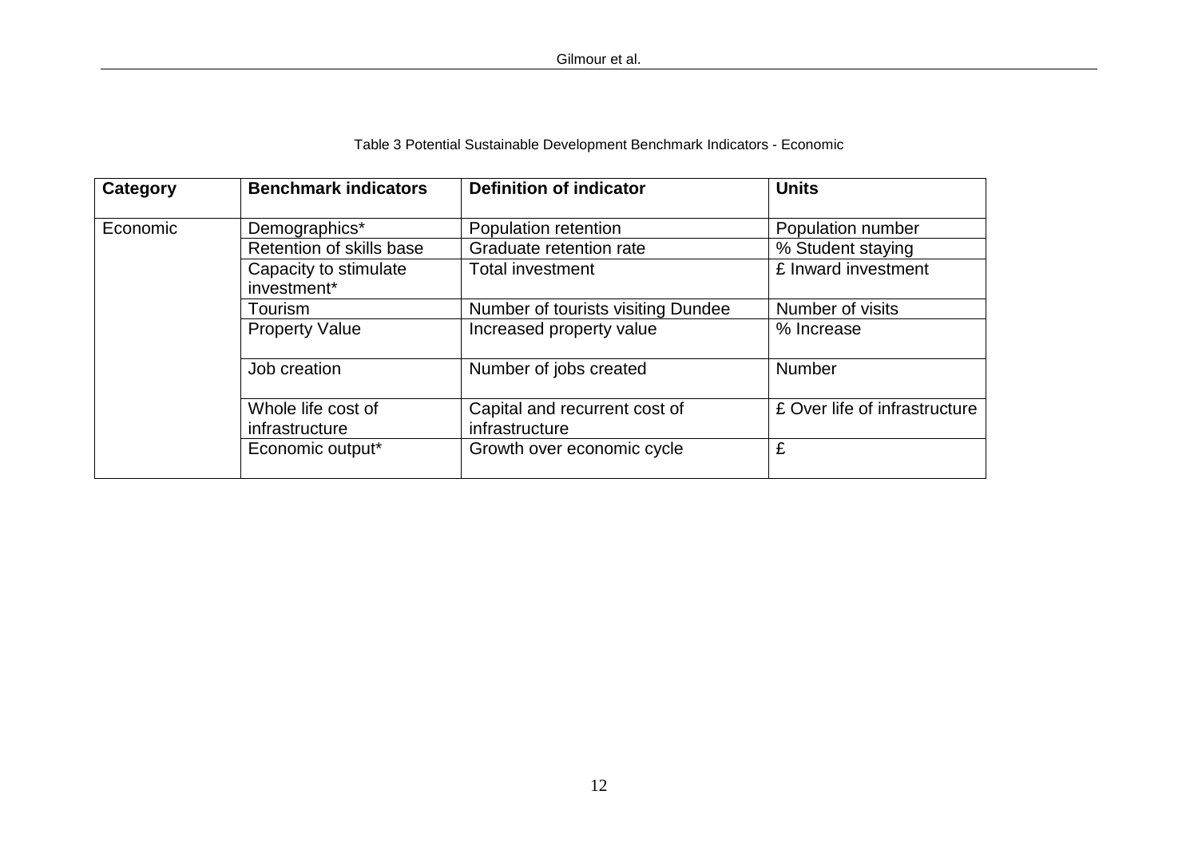Table 3 Potential Sustainable Development Benchmark Indicators - Economic

| Category | Benchmark indicators | Definition of indicator | Units |
| --- | --- | --- | --- |
| Economic | Demographics* | Population retention | Population number |
| | Retention of skills base | Graduate retention rate | % Student staying |
| | Capacity to stimulate investment* | Total investment | £ Inward investment |
| | Tourism | Number of tourists visiting Dundee | Number of visits |
| | Property Value | Increased property value | % Increase |
| | Job creation | Number of jobs created | Number |
| | Whole life cost of infrastructure | Capital and recurrent cost of infrastructure | £ Over life of infrastructure |
| | Economic output* | Growth over economic cycle | £ |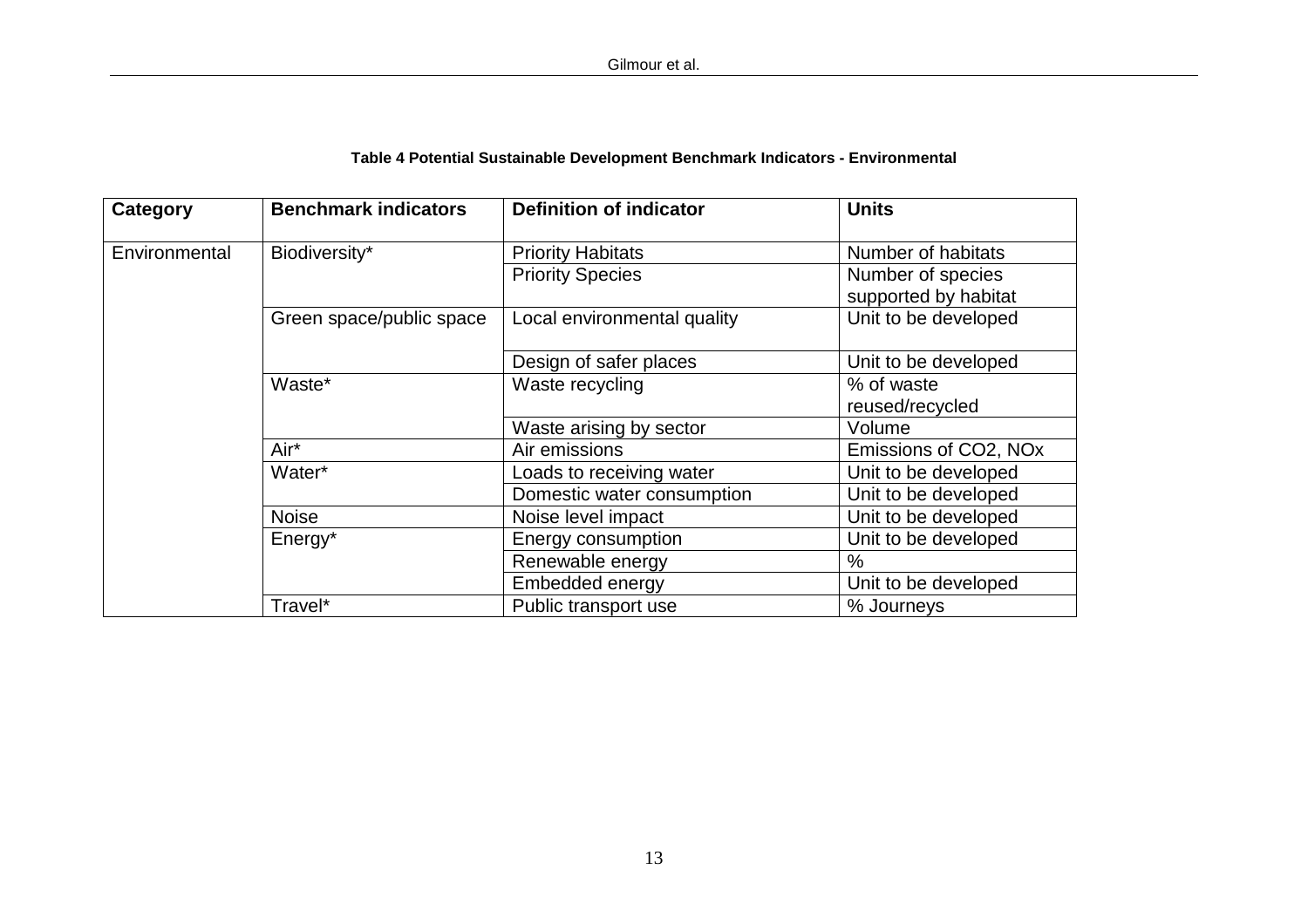**Table 4 Potential Sustainable Development Benchmark Indicators - Environmental**

| Category | Benchmark indicators | Definition of indicator | Units |
|---|---|---|---|
| Environmental | Biodiversity* | Priority Habitats | Number of habitats |
| | | Priority Species | Number of species supported by habitat |
| | Green space/public space | Local environmental quality | Unit to be developed |
| | | Design of safer places | Unit to be developed |
| | Waste* | Waste recycling | % of waste reused/recycled |
| | | Waste arising by sector | Volume |
| | Air* | Air emissions | Emissions of $CO_2$, $NO_x$ |
| | Water* | Loads to receiving water | Unit to be developed |
| | | Domestic water consumption | Unit to be developed |
| | Noise | Noise level impact | Unit to be developed |
| | Energy* | Energy consumption | Unit to be developed |
| | | Renewable energy | % |
| | | Embedded energy | Unit to be developed |
| | Travel* | Public transport use | % Journeys |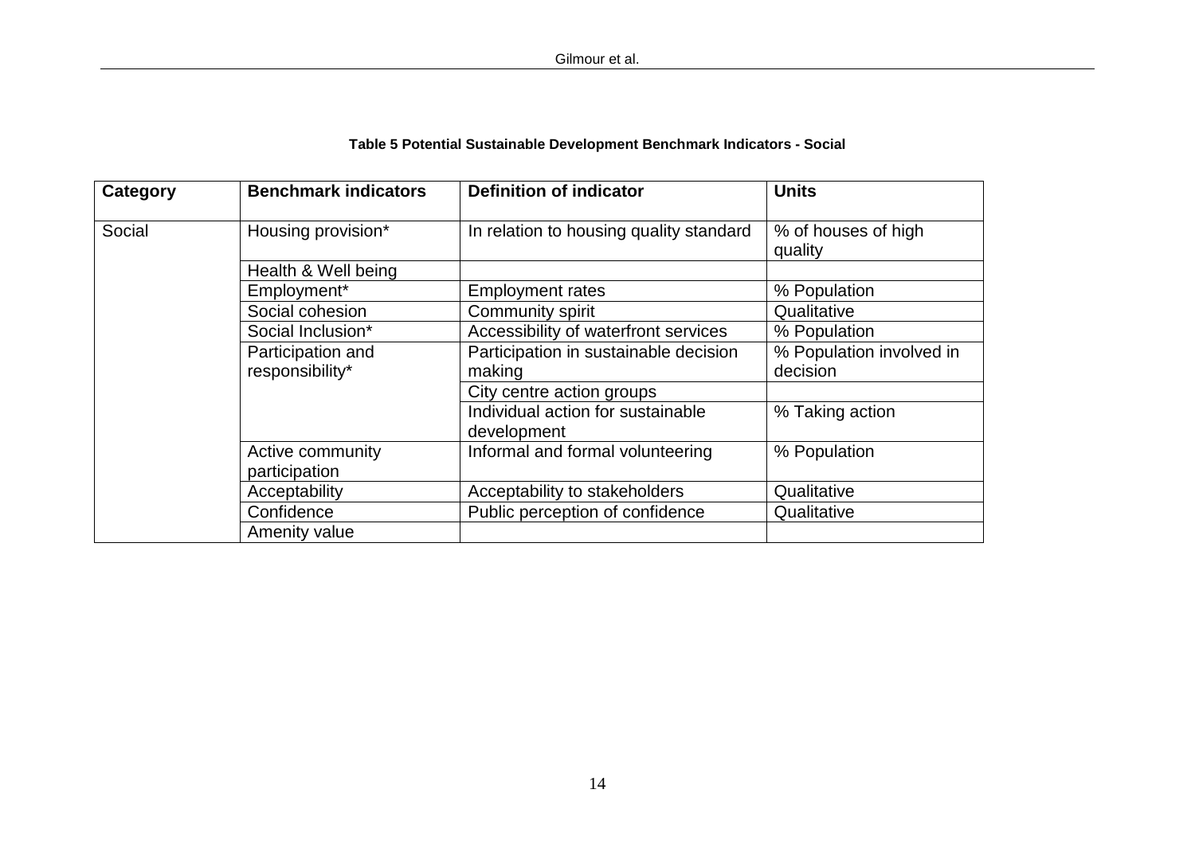**Table 5 Potential Sustainable Development Benchmark Indicators - Social**

| Category | Benchmark indicators | Definition of indicator | Units |
|---|---|---|---|
| Social | Housing provision* | In relation to housing quality standard | % of houses of high quality |
| | Health & Well being | | |
| | Employment* | Employment rates | % Population |
| | Social cohesion | Community spirit | Qualitative |
| | Social Inclusion* | Accessibility of waterfront services | % Population |
| | Participation and responsibility* | Participation in sustainable decision making | % Population involved in decision |
| | | City centre action groups | |
| | | Individual action for sustainable development | % Taking action |
| | Active community participation | Informal and formal volunteering | % Population |
| | Acceptability | Acceptability to stakeholders | Qualitative |
| | Confidence | Public perception of confidence | Qualitative |
| | Amenity value | | |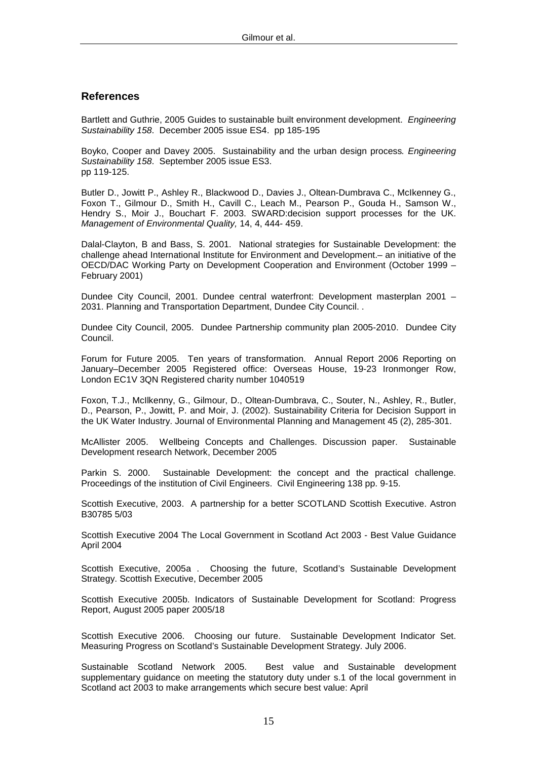## References

Bartlett and Guthrie, 2005 Guides to sustainable built environment development. *Engineering Sustainability 158*. December 2005 issue ES4. pp 185-195

Boyko, Cooper and Davey 2005. Sustainability and the urban design process. *Engineering Sustainability 158*. September 2005 issue ES3. pp 119-125.

Butler D., Jowitt P., Ashley R., Blackwood D., Davies J., Oltean-Dumbrava C., McIkenney G., Foxon T., Gilmour D., Smith H., Cavill C., Leach M., Pearson P., Gouda H., Samson W., Hendry S., Moir J., Bouchart F. 2003. SWARD:decision support processes for the UK. *Management of Environmental Quality,* 14, 4, 444- 459.

Dalal-Clayton, B and Bass, S. 2001. National strategies for Sustainable Development: the challenge ahead International Institute for Environment and Development.– an initiative of the OECD/DAC Working Party on Development Cooperation and Environment (October 1999 – February 2001)

Dundee City Council, 2001. Dundee central waterfront: Development masterplan 2001 – 2031. Planning and Transportation Department, Dundee City Council. .

Dundee City Council, 2005. Dundee Partnership community plan 2005-2010. Dundee City Council.

Forum for Future 2005. Ten years of transformation. Annual Report 2006 Reporting on January–December 2005 Registered office: Overseas House, 19-23 Ironmonger Row, London EC1V 3QN Registered charity number 1040519

Foxon, T.J., McIlkenny, G., Gilmour, D., Oltean-Dumbrava, C., Souter, N., Ashley, R., Butler, D., Pearson, P., Jowitt, P. and Moir, J. (2002). Sustainability Criteria for Decision Support in the UK Water Industry. Journal of Environmental Planning and Management 45 (2), 285-301.

McAllister 2005. Wellbeing Concepts and Challenges. Discussion paper. Sustainable Development research Network, December 2005

Parkin S. 2000. Sustainable Development: the concept and the practical challenge. Proceedings of the institution of Civil Engineers. Civil Engineering 138 pp. 9-15.

Scottish Executive, 2003. A partnership for a better SCOTLAND Scottish Executive. Astron B30785 5/03

Scottish Executive 2004 The Local Government in Scotland Act 2003 - Best Value Guidance April 2004

Scottish Executive, 2005a . Choosing the future, Scotland's Sustainable Development Strategy. Scottish Executive, December 2005

Scottish Executive 2005b. Indicators of Sustainable Development for Scotland: Progress Report, August 2005 paper 2005/18

Scottish Executive 2006. Choosing our future. Sustainable Development Indicator Set. Measuring Progress on Scotland's Sustainable Development Strategy. July 2006.

Sustainable Scotland Network 2005. Best value and Sustainable development supplementary guidance on meeting the statutory duty under s.1 of the local government in Scotland act 2003 to make arrangements which secure best value: April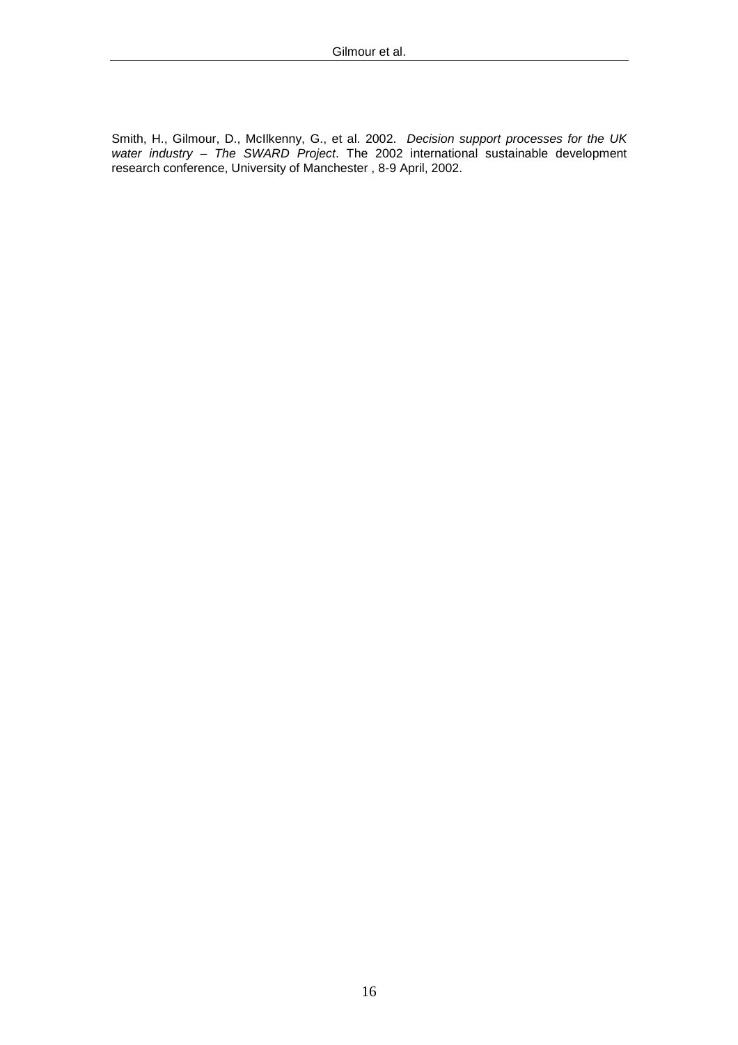Smith, H., Gilmour, D., McIlkenny, G., et al. 2002. *Decision support processes for the UK water industry – The SWARD Project*. The 2002 international sustainable development research conference, University of Manchester , 8-9 April, 2002.